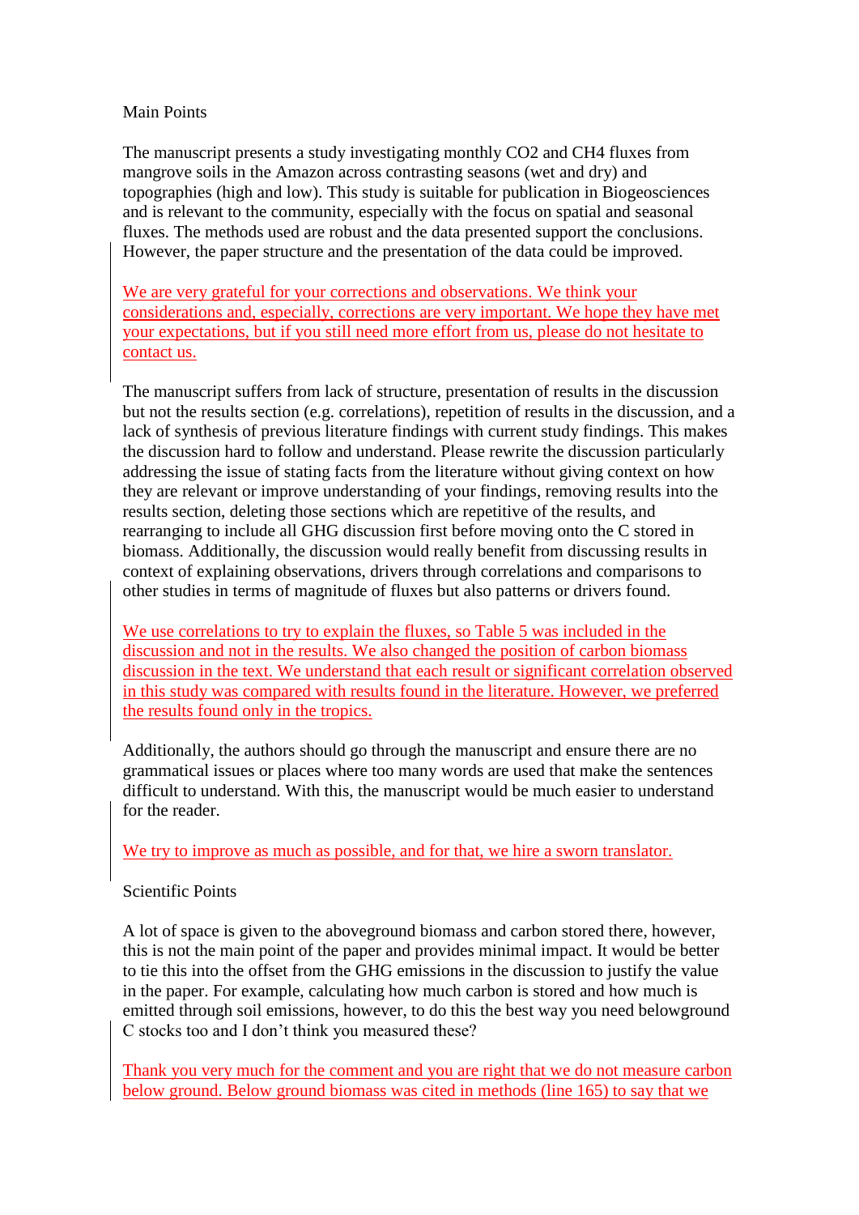Main Points

The manuscript presents a study investigating monthly $CO_2$ and $CH_4$ fluxes from mangrove soils in the Amazon across contrasting seasons (wet and dry) and topographies (high and low). This study is suitable for publication in Biogeosciences and is relevant to the community, especially with the focus on spatial and seasonal fluxes. The methods used are robust and the data presented support the conclusions. However, the paper structure and the presentation of the data could be improved.

We are very grateful for your corrections and observations. We think your considerations and, especially, corrections are very important. We hope they have met your expectations, but if you still need more effort from us, please do not hesitate to contact us.

The manuscript suffers from lack of structure, presentation of results in the discussion but not the results section (e.g. correlations), repetition of results in the discussion, and a lack of synthesis of previous literature findings with current study findings. This makes the discussion hard to follow and understand. Please rewrite the discussion particularly addressing the issue of stating facts from the literature without giving context on how they are relevant or improve understanding of your findings, removing results into the results section, deleting those sections which are repetitive of the results, and rearranging to include all GHG discussion first before moving onto the C stored in biomass. Additionally, the discussion would really benefit from discussing results in context of explaining observations, drivers through correlations and comparisons to other studies in terms of magnitude of fluxes but also patterns or drivers found.

We use correlations to try to explain the fluxes, so Table 5 was included in the discussion and not in the results. We also changed the position of carbon biomass discussion in the text. We understand that each result or significant correlation observed in this study was compared with results found in the literature. However, we preferred the results found only in the tropics.

Additionally, the authors should go through the manuscript and ensure there are no grammatical issues or places where too many words are used that make the sentences difficult to understand. With this, the manuscript would be much easier to understand for the reader.

We try to improve as much as possible, and for that, we hire a sworn translator.

Scientific Points

A lot of space is given to the aboveground biomass and carbon stored there, however, this is not the main point of the paper and provides minimal impact. It would be better to tie this into the offset from the GHG emissions in the discussion to justify the value in the paper. For example, calculating how much carbon is stored and how much is emitted through soil emissions, however, to do this the best way you need belowground C stocks too and I don't think you measured these?

Thank you very much for the comment and you are right that we do not measure carbon below ground. Below ground biomass was cited in methods (line 165) to say that we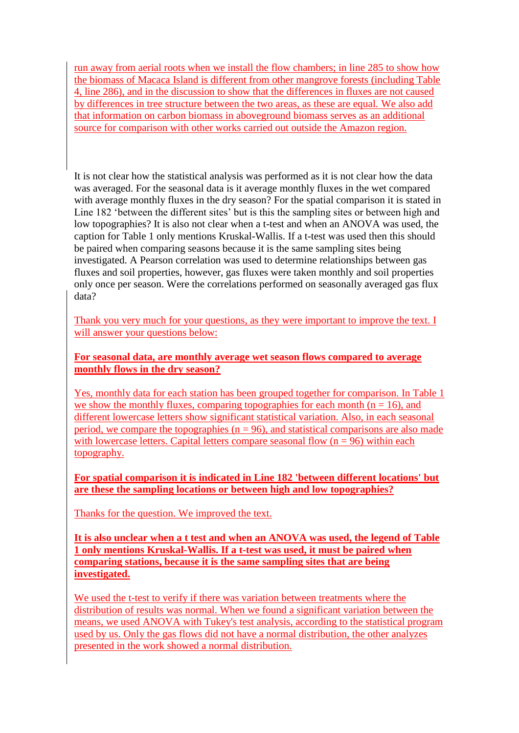run away from aerial roots when we install the flow chambers; in line 285 to show how the biomass of Macaca Island is different from other mangrove forests (including Table 4, line 286), and in the discussion to show that the differences in fluxes are not caused by differences in tree structure between the two areas, as these are equal. We also add that information on carbon biomass in aboveground biomass serves as an additional source for comparison with other works carried out outside the Amazon region.

It is not clear how the statistical analysis was performed as it is not clear how the data was averaged. For the seasonal data is it average monthly fluxes in the wet compared with average monthly fluxes in the dry season? For the spatial comparison it is stated in Line 182 'between the different sites' but is this the sampling sites or between high and low topographies? It is also not clear when a t-test and when an ANOVA was used, the caption for Table 1 only mentions Kruskal-Wallis. If a t-test was used then this should be paired when comparing seasons because it is the same sampling sites being investigated. A Pearson correlation was used to determine relationships between gas fluxes and soil properties, however, gas fluxes were taken monthly and soil properties only once per season. Were the correlations performed on seasonally averaged gas flux data?

Thank you very much for your questions, as they were important to improve the text. I will answer your questions below:

**For seasonal data, are monthly average wet season flows compared to average monthly flows in the dry season?**

Yes, monthly data for each station has been grouped together for comparison. In Table 1 we show the monthly fluxes, comparing topographies for each month (n = 16), and different lowercase letters show significant statistical variation. Also, in each seasonal period, we compare the topographies (n = 96), and statistical comparisons are also made with lowercase letters. Capital letters compare seasonal flow (n = 96) within each topography.

**For spatial comparison it is indicated in Line 182 'between different locations' but are these the sampling locations or between high and low topographies?**

Thanks for the question. We improved the text.

**It is also unclear when a t test and when an ANOVA was used, the legend of Table 1 only mentions Kruskal-Wallis. If a t-test was used, it must be paired when comparing stations, because it is the same sampling sites that are being investigated.**

We used the t-test to verify if there was variation between treatments where the distribution of results was normal. When we found a significant variation between the means, we used ANOVA with Tukey's test analysis, according to the statistical program used by us. Only the gas flows did not have a normal distribution, the other analyzes presented in the work showed a normal distribution.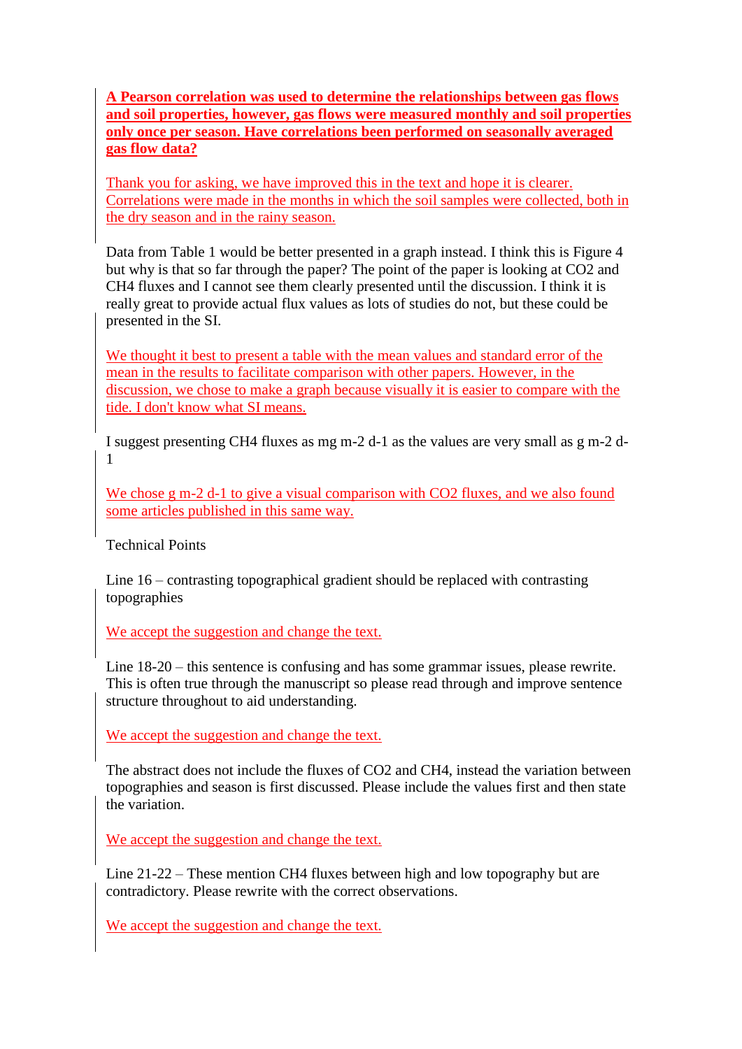**A Pearson correlation was used to determine the relationships between gas flows and soil properties, however, gas flows were measured monthly and soil properties only once per season. Have correlations been performed on seasonally averaged gas flow data?**

Thank you for asking, we have improved this in the text and hope it is clearer. Correlations were made in the months in which the soil samples were collected, both in the dry season and in the rainy season.

Data from Table 1 would be better presented in a graph instead. I think this is Figure 4 but why is that so far through the paper? The point of the paper is looking at $CO_2$ and $CH_4$ fluxes and I cannot see them clearly presented until the discussion. I think it is really great to provide actual flux values as lots of studies do not, but these could be presented in the SI.

We thought it best to present a table with the mean values and standard error of the mean in the results to facilitate comparison with other papers. However, in the discussion, we chose to make a graph because visually it is easier to compare with the tide. I don't know what SI means.

I suggest presenting $CH_4$ fluxes as mg $m^{-2}$ $d^{-1}$ as the values are very small as g $m^{-2}$ $d^{-1}$

We chose g $m^{-2}$ $d^{-1}$ to give a visual comparison with $CO_2$ fluxes, and we also found some articles published in this same way.

Technical Points

Line 16 – contrasting topographical gradient should be replaced with contrasting topographies

We accept the suggestion and change the text.

Line 18-20 – this sentence is confusing and has some grammar issues, please rewrite. This is often true through the manuscript so please read through and improve sentence structure throughout to aid understanding.

We accept the suggestion and change the text.

The abstract does not include the fluxes of $CO_2$ and $CH_4$, instead the variation between topographies and season is first discussed. Please include the values first and then state the variation.

We accept the suggestion and change the text.

Line 21-22 – These mention $CH_4$ fluxes between high and low topography but are contradictory. Please rewrite with the correct observations.

We accept the suggestion and change the text.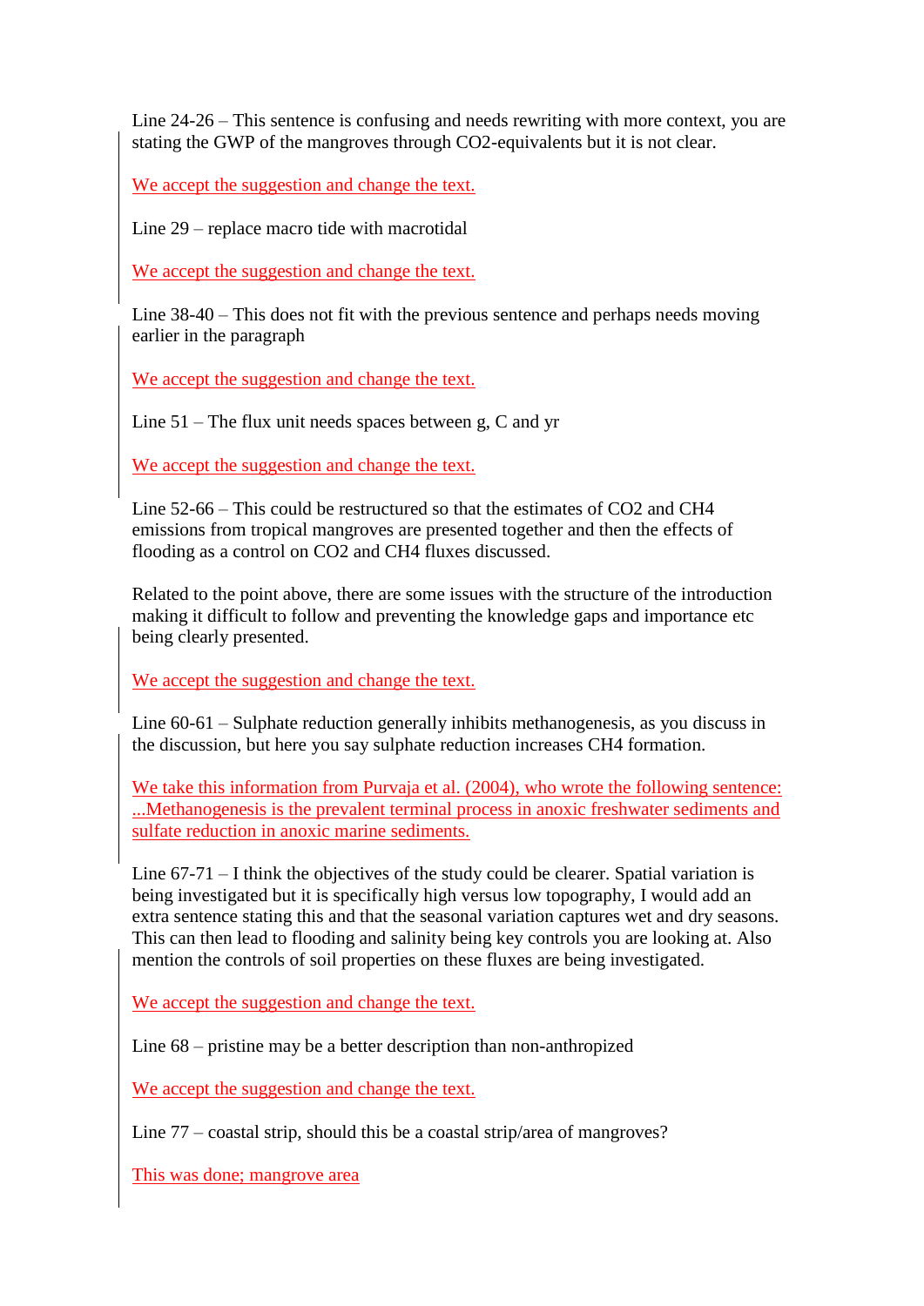Line 24-26 – This sentence is confusing and needs rewriting with more context, you are stating the GWP of the mangroves through CO2-equivalents but it is not clear.

We accept the suggestion and change the text.

Line 29 – replace macro tide with macrotidal

We accept the suggestion and change the text.

Line 38-40 – This does not fit with the previous sentence and perhaps needs moving earlier in the paragraph

We accept the suggestion and change the text.

Line 51 – The flux unit needs spaces between g, C and yr

We accept the suggestion and change the text.

Line 52-66 – This could be restructured so that the estimates of CO2 and CH4 emissions from tropical mangroves are presented together and then the effects of flooding as a control on CO2 and CH4 fluxes discussed.

Related to the point above, there are some issues with the structure of the introduction making it difficult to follow and preventing the knowledge gaps and importance etc being clearly presented.

We accept the suggestion and change the text.

Line 60-61 – Sulphate reduction generally inhibits methanogenesis, as you discuss in the discussion, but here you say sulphate reduction increases CH4 formation.

We take this information from Purvaja et al. (2004), who wrote the following sentence: ...Methanogenesis is the prevalent terminal process in anoxic freshwater sediments and sulfate reduction in anoxic marine sediments.

Line 67-71 – I think the objectives of the study could be clearer. Spatial variation is being investigated but it is specifically high versus low topography, I would add an extra sentence stating this and that the seasonal variation captures wet and dry seasons. This can then lead to flooding and salinity being key controls you are looking at. Also mention the controls of soil properties on these fluxes are being investigated.

We accept the suggestion and change the text.

Line 68 – pristine may be a better description than non-anthropized

We accept the suggestion and change the text.

Line 77 – coastal strip, should this be a coastal strip/area of mangroves?

This was done; mangrove area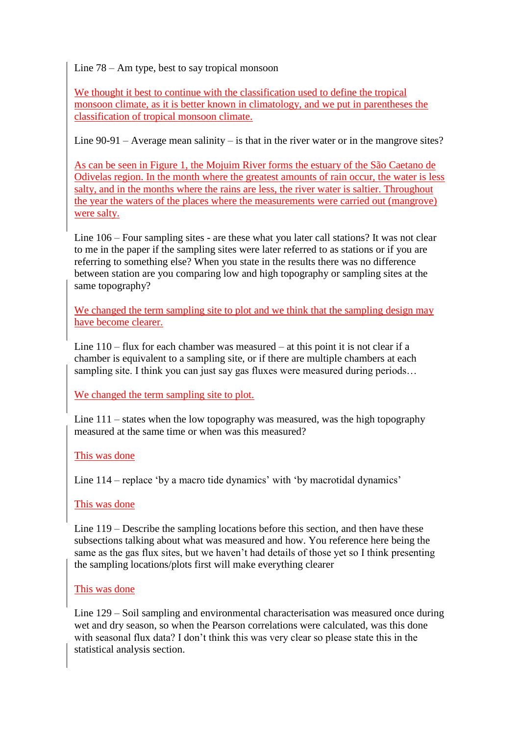Line 78 – Am type, best to say tropical monsoon

We thought it best to continue with the classification used to define the tropical monsoon climate, as it is better known in climatology, and we put in parentheses the classification of tropical monsoon climate.

Line 90-91 – Average mean salinity – is that in the river water or in the mangrove sites?

As can be seen in Figure 1, the Mojuim River forms the estuary of the São Caetano de Odivelas region. In the month where the greatest amounts of rain occur, the water is less salty, and in the months where the rains are less, the river water is saltier. Throughout the year the waters of the places where the measurements were carried out (mangrove) were salty.

Line 106 – Four sampling sites - are these what you later call stations? It was not clear to me in the paper if the sampling sites were later referred to as stations or if you are referring to something else? When you state in the results there was no difference between station are you comparing low and high topography or sampling sites at the same topography?

We changed the term sampling site to plot and we think that the sampling design may have become clearer.

Line 110 – flux for each chamber was measured – at this point it is not clear if a chamber is equivalent to a sampling site, or if there are multiple chambers at each sampling site. I think you can just say gas fluxes were measured during periods…

We changed the term sampling site to plot.

Line 111 – states when the low topography was measured, was the high topography measured at the same time or when was this measured?

This was done

Line 114 – replace 'by a macro tide dynamics' with 'by macrotidal dynamics'

This was done

Line 119 – Describe the sampling locations before this section, and then have these subsections talking about what was measured and how. You reference here being the same as the gas flux sites, but we haven't had details of those yet so I think presenting the sampling locations/plots first will make everything clearer

This was done

Line 129 – Soil sampling and environmental characterisation was measured once during wet and dry season, so when the Pearson correlations were calculated, was this done with seasonal flux data? I don't think this was very clear so please state this in the statistical analysis section.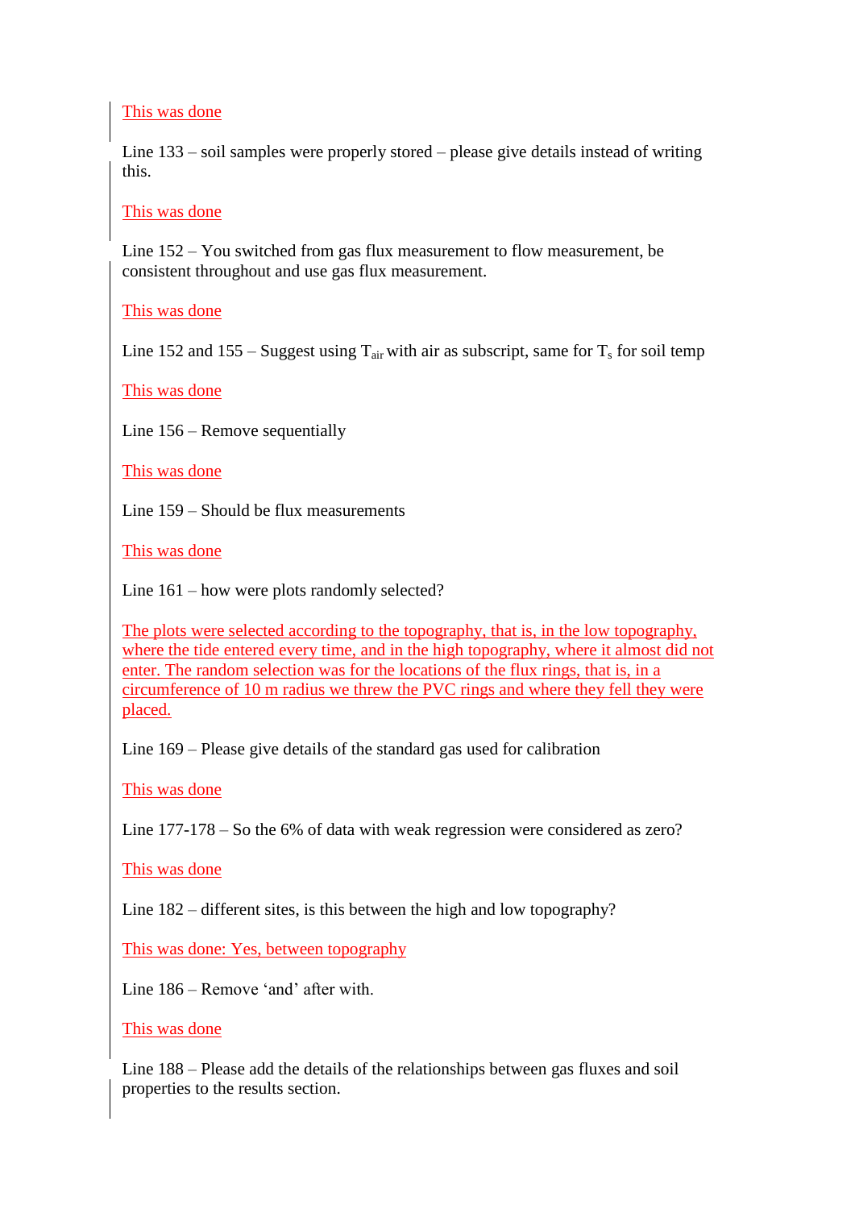This was done

Line 133 – soil samples were properly stored – please give details instead of writing this.

This was done

Line 152 – You switched from gas flux measurement to flow measurement, be consistent throughout and use gas flux measurement.

This was done

Line 152 and 155 – Suggest using $T_{air}$ with air as subscript, same for $T_s$ for soil temp

This was done

Line 156 – Remove sequentially

This was done

Line 159 – Should be flux measurements

This was done

Line 161 – how were plots randomly selected?

The plots were selected according to the topography, that is, in the low topography, where the tide entered every time, and in the high topography, where it almost did not enter. The random selection was for the locations of the flux rings, that is, in a circumference of 10 m radius we threw the PVC rings and where they fell they were placed.

Line 169 – Please give details of the standard gas used for calibration

This was done

Line 177-178 – So the 6% of data with weak regression were considered as zero?

This was done

Line 182 – different sites, is this between the high and low topography?

This was done: Yes, between topography

Line 186 – Remove 'and' after with.

This was done

Line 188 – Please add the details of the relationships between gas fluxes and soil properties to the results section.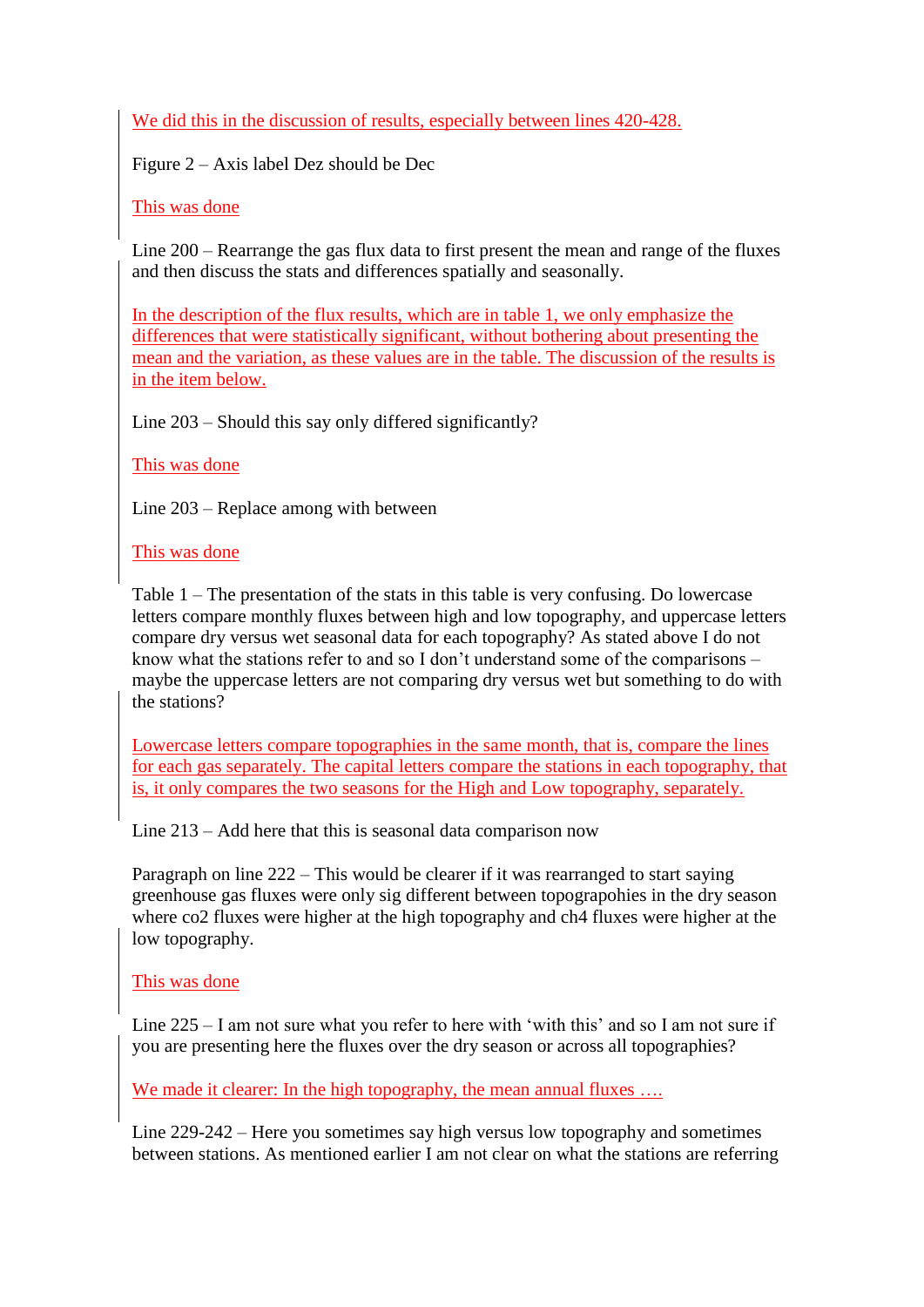We did this in the discussion of results, especially between lines 420-428.

Figure 2 – Axis label Dez should be Dec

This was done

Line 200 – Rearrange the gas flux data to first present the mean and range of the fluxes and then discuss the stats and differences spatially and seasonally.

In the description of the flux results, which are in table 1, we only emphasize the differences that were statistically significant, without bothering about presenting the mean and the variation, as these values are in the table. The discussion of the results is in the item below.

Line 203 – Should this say only differed significantly?

This was done

Line 203 – Replace among with between

This was done

Table 1 – The presentation of the stats in this table is very confusing. Do lowercase letters compare monthly fluxes between high and low topography, and uppercase letters compare dry versus wet seasonal data for each topography? As stated above I do not know what the stations refer to and so I don't understand some of the comparisons – maybe the uppercase letters are not comparing dry versus wet but something to do with the stations?

Lowercase letters compare topographies in the same month, that is, compare the lines for each gas separately. The capital letters compare the stations in each topography, that is, it only compares the two seasons for the High and Low topography, separately.

Line 213 – Add here that this is seasonal data comparison now

Paragraph on line 222 – This would be clearer if it was rearranged to start saying greenhouse gas fluxes were only sig different between topograpohies in the dry season where co2 fluxes were higher at the high topography and ch4 fluxes were higher at the low topography.

This was done

Line 225 – I am not sure what you refer to here with 'with this' and so I am not sure if you are presenting here the fluxes over the dry season or across all topographies?

We made it clearer: In the high topography, the mean annual fluxes ….

Line 229-242 – Here you sometimes say high versus low topography and sometimes between stations. As mentioned earlier I am not clear on what the stations are referring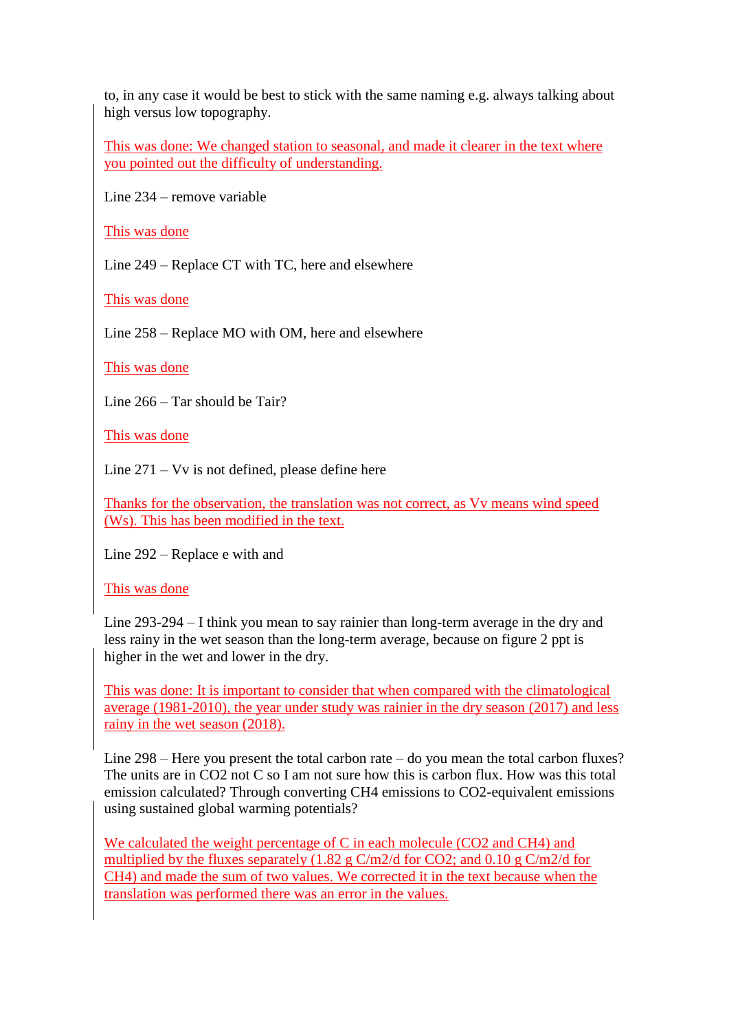to, in any case it would be best to stick with the same naming e.g. always talking about high versus low topography.

This was done: We changed station to seasonal, and made it clearer in the text where you pointed out the difficulty of understanding.

Line 234 – remove variable

This was done

Line 249 – Replace CT with TC, here and elsewhere

This was done

Line 258 – Replace MO with OM, here and elsewhere

This was done

Line 266 – Tar should be Tair?

This was done

Line 271 – Vv is not defined, please define here

Thanks for the observation, the translation was not correct, as Vv means wind speed (Ws). This has been modified in the text.

Line 292 – Replace e with and

This was done

Line 293-294 – I think you mean to say rainier than long-term average in the dry and less rainy in the wet season than the long-term average, because on figure 2 ppt is higher in the wet and lower in the dry.

This was done: It is important to consider that when compared with the climatological average (1981-2010), the year under study was rainier in the dry season (2017) and less rainy in the wet season (2018).

Line 298 – Here you present the total carbon rate – do you mean the total carbon fluxes? The units are in $CO_2$ not C so I am not sure how this is carbon flux. How was this total emission calculated? Through converting $CH_4$ emissions to $CO_2$-equivalent emissions using sustained global warming potentials?

We calculated the weight percentage of C in each molecule ($CO_2$ and $CH_4$) and multiplied by the fluxes separately (1.82 g C/m2/d for $CO_2$; and 0.10 g C/m2/d for $CH_4$) and made the sum of two values. We corrected it in the text because when the translation was performed there was an error in the values.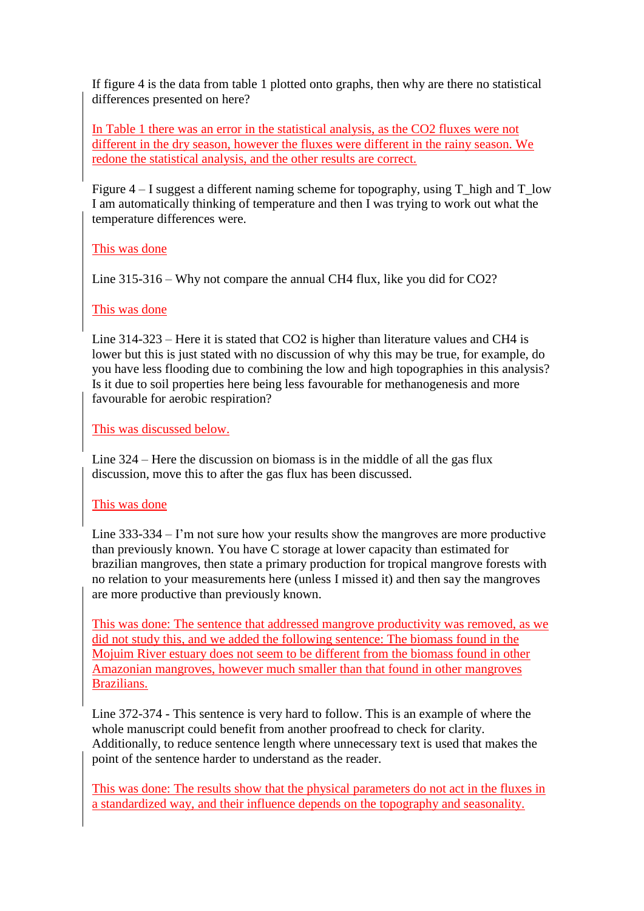If figure 4 is the data from table 1 plotted onto graphs, then why are there no statistical differences presented on here?

In Table 1 there was an error in the statistical analysis, as the $CO_2$ fluxes were not different in the dry season, however the fluxes were different in the rainy season. We redone the statistical analysis, and the other results are correct.

Figure 4 – I suggest a different naming scheme for topography, using T_high and T_low I am automatically thinking of temperature and then I was trying to work out what the temperature differences were.

This was done

Line 315-316 – Why not compare the annual $CH_4$ flux, like you did for $CO_2$?

This was done

Line 314-323 – Here it is stated that $CO_2$ is higher than literature values and $CH_4$ is lower but this is just stated with no discussion of why this may be true, for example, do you have less flooding due to combining the low and high topographies in this analysis? Is it due to soil properties here being less favourable for methanogenesis and more favourable for aerobic respiration?

This was discussed below.

Line 324 – Here the discussion on biomass is in the middle of all the gas flux discussion, move this to after the gas flux has been discussed.

This was done

Line 333-334 – I'm not sure how your results show the mangroves are more productive than previously known. You have C storage at lower capacity than estimated for brazilian mangroves, then state a primary production for tropical mangrove forests with no relation to your measurements here (unless I missed it) and then say the mangroves are more productive than previously known.

This was done: The sentence that addressed mangrove productivity was removed, as we did not study this, and we added the following sentence: The biomass found in the Mojuim River estuary does not seem to be different from the biomass found in other Amazonian mangroves, however much smaller than that found in other mangroves Brazilians.

Line 372-374 - This sentence is very hard to follow. This is an example of where the whole manuscript could benefit from another proofread to check for clarity. Additionally, to reduce sentence length where unnecessary text is used that makes the point of the sentence harder to understand as the reader.

This was done: The results show that the physical parameters do not act in the fluxes in a standardized way, and their influence depends on the topography and seasonality.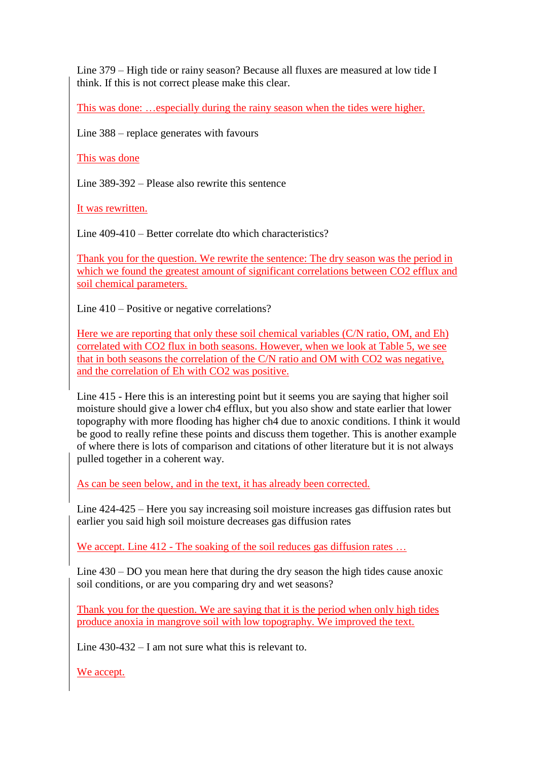Line 379 – High tide or rainy season? Because all fluxes are measured at low tide I think. If this is not correct please make this clear.

This was done: …especially during the rainy season when the tides were higher.

Line 388 – replace generates with favours

This was done

Line 389-392 – Please also rewrite this sentence

It was rewritten.

Line 409-410 – Better correlate dto which characteristics?

Thank you for the question. We rewrite the sentence: The dry season was the period in which we found the greatest amount of significant correlations between CO2 efflux and soil chemical parameters.

Line 410 – Positive or negative correlations?

Here we are reporting that only these soil chemical variables (C/N ratio, OM, and Eh) correlated with CO2 flux in both seasons. However, when we look at Table 5, we see that in both seasons the correlation of the C/N ratio and OM with CO2 was negative, and the correlation of Eh with CO2 was positive.

Line 415 - Here this is an interesting point but it seems you are saying that higher soil moisture should give a lower ch4 efflux, but you also show and state earlier that lower topography with more flooding has higher ch4 due to anoxic conditions. I think it would be good to really refine these points and discuss them together. This is another example of where there is lots of comparison and citations of other literature but it is not always pulled together in a coherent way.

As can be seen below, and in the text, it has already been corrected.

Line 424-425 – Here you say increasing soil moisture increases gas diffusion rates but earlier you said high soil moisture decreases gas diffusion rates

We accept. Line 412 - The soaking of the soil reduces gas diffusion rates …

Line 430 – DO you mean here that during the dry season the high tides cause anoxic soil conditions, or are you comparing dry and wet seasons?

Thank you for the question. We are saying that it is the period when only high tides produce anoxia in mangrove soil with low topography. We improved the text.

Line 430-432 – I am not sure what this is relevant to.

We accept.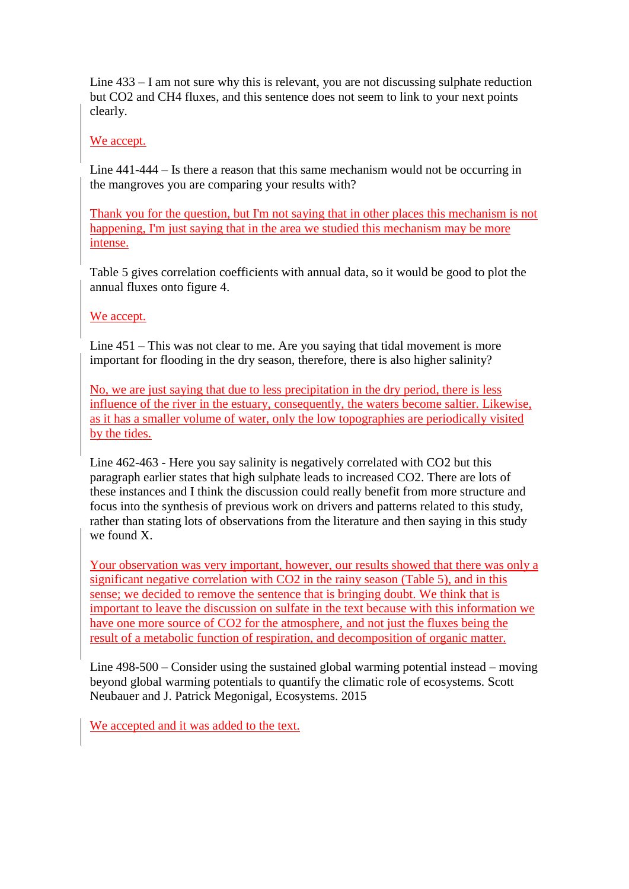Line 433 – I am not sure why this is relevant, you are not discussing sulphate reduction but $CO_2$ and $CH_4$ fluxes, and this sentence does not seem to link to your next points clearly.

We accept.

Line 441-444 – Is there a reason that this same mechanism would not be occurring in the mangroves you are comparing your results with?

Thank you for the question, but I'm not saying that in other places this mechanism is not happening, I'm just saying that in the area we studied this mechanism may be more intense.

Table 5 gives correlation coefficients with annual data, so it would be good to plot the annual fluxes onto figure 4.

We accept.

Line 451 – This was not clear to me. Are you saying that tidal movement is more important for flooding in the dry season, therefore, there is also higher salinity?

No, we are just saying that due to less precipitation in the dry period, there is less influence of the river in the estuary, consequently, the waters become saltier. Likewise, as it has a smaller volume of water, only the low topographies are periodically visited by the tides.

Line 462-463 - Here you say salinity is negatively correlated with $CO_2$ but this paragraph earlier states that high sulphate leads to increased $CO_2$. There are lots of these instances and I think the discussion could really benefit from more structure and focus into the synthesis of previous work on drivers and patterns related to this study, rather than stating lots of observations from the literature and then saying in this study we found X.

Your observation was very important, however, our results showed that there was only a significant negative correlation with $CO_2$ in the rainy season (Table 5), and in this sense; we decided to remove the sentence that is bringing doubt. We think that is important to leave the discussion on sulfate in the text because with this information we have one more source of $CO_2$ for the atmosphere, and not just the fluxes being the result of a metabolic function of respiration, and decomposition of organic matter.

Line 498-500 – Consider using the sustained global warming potential instead – moving beyond global warming potentials to quantify the climatic role of ecosystems. Scott Neubauer and J. Patrick Megonigal, Ecosystems. 2015

We accepted and it was added to the text.